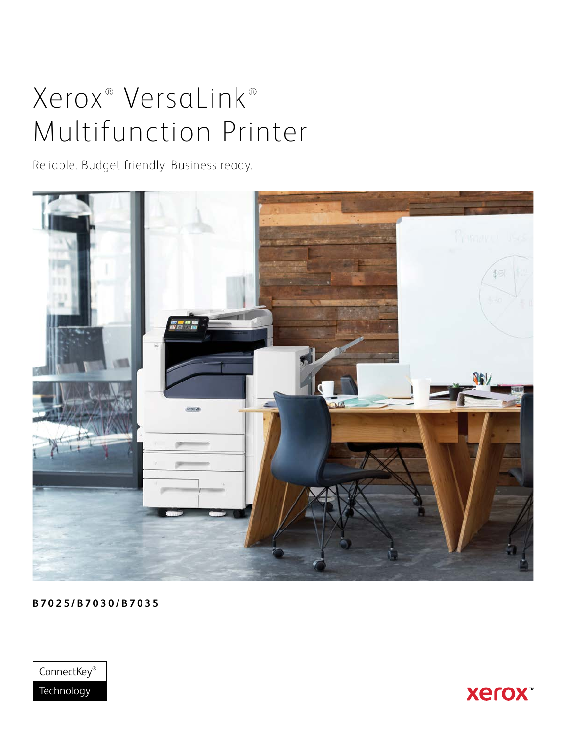# Xerox® VersaLink® Multifunction Printer

Reliable. Budget friendly. Business ready.

**B7025/B7030/B7035**

ConnectKey® Technology

xerox™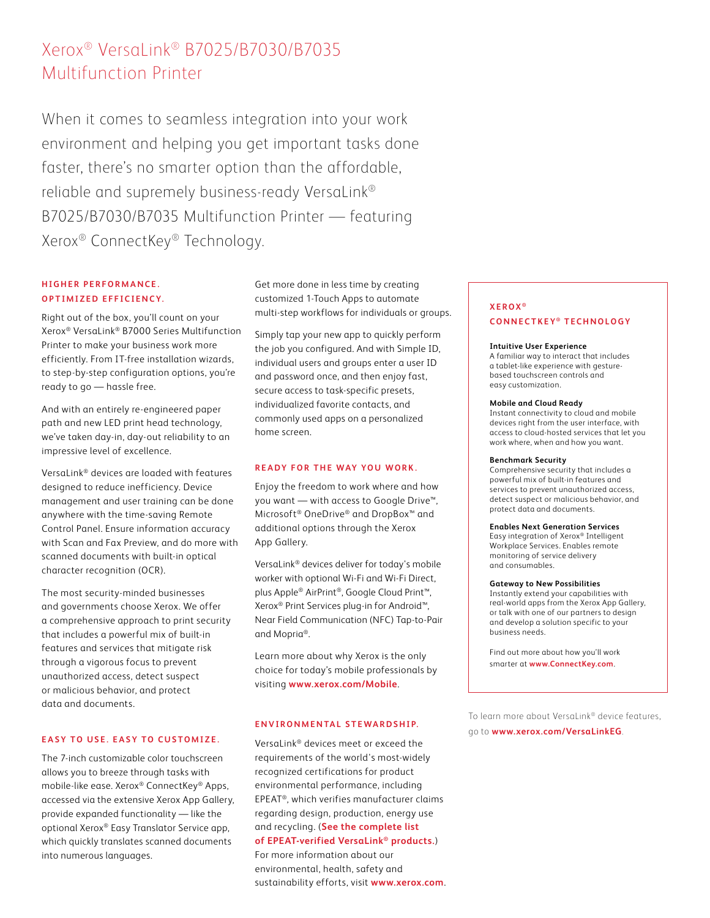# Xerox® VersaLink® B7025/B7030/B7035 Multifunction Printer

When it comes to seamless integration into your work environment and helping you get important tasks done faster, there's no smarter option than the affordable, reliable and supremely business-ready VersaLink® B7025/B7030/B7035 Multifunction Printer — featuring Xerox® ConnectKey® Technology.

## HIGHER PERFORMANCE. OPTIMIZED EFFICIENCY.

Right out of the box, you'll count on your Xerox® VersaLink® B7000 Series Multifunction Printer to make your business work more efficiently. From IT-free installation wizards, to step-by-step configuration options, you're ready to go — hassle free.

And with an entirely re-engineered paper path and new LED print head technology, we've taken day-in, day-out reliability to an impressive level of excellence.

VersaLink® devices are loaded with features designed to reduce inefficiency. Device management and user training can be done anywhere with the time-saving Remote Control Panel. Ensure information accuracy with Scan and Fax Preview, and do more with scanned documents with built-in optical character recognition (OCR).

The most security-minded businesses and governments choose Xerox. We offer a comprehensive approach to print security that includes a powerful mix of built-in features and services that mitigate risk through a vigorous focus to prevent unauthorized access, detect suspect or malicious behavior, and protect data and documents.

## EASY TO USE. EASY TO CUSTOMIZE.

The 7-inch customizable color touchscreen allows you to breeze through tasks with mobile-like ease. Xerox® ConnectKey® Apps, accessed via the extensive Xerox App Gallery, provide expanded functionality — like the optional Xerox® Easy Translator Service app, which quickly translates scanned documents into numerous languages.

Get more done in less time by creating customized 1-Touch Apps to automate multi-step workflows for individuals or groups.

Simply tap your new app to quickly perform the job you configured. And with Simple ID, individual users and groups enter a user ID and password once, and then enjoy fast, secure access to task-specific presets, individualized favorite contacts, and commonly used apps on a personalized home screen.

## READY FOR THE WAY YOU WORK.

Enjoy the freedom to work where and how you want — with access to Google Drive™, Microsoft® OneDrive® and DropBox™ and additional options through the Xerox App Gallery.

VersaLink® devices deliver for today's mobile worker with optional Wi-Fi and Wi-Fi Direct, plus Apple® AirPrint®, Google Cloud Print™, Xerox® Print Services plug-in for Android™, Near Field Communication (NFC) Tap-to-Pair and Mopria®.

Learn more about why Xerox is the only choice for today's mobile professionals by visiting **www.xerox.com/Mobile**.

## ENVIRONMENTAL STEWARDSHIP.

VersaLink® devices meet or exceed the requirements of the world's most-widely recognized certifications for product environmental performance, including EPEAT®, which verifies manufacturer claims regarding design, production, energy use and recycling. (**See the complete list of EPEAT-verified VersaLink® products**.) For more information about our environmental, health, safety and sustainability efforts, visit **www.xerox.com**.

## XEROX® CONNECTKEY® TECHNOLOGY

**Intuitive User Experience**
A familiar way to interact that includes a tablet-like experience with gesture-based touchscreen controls and easy customization.

**Mobile and Cloud Ready**
Instant connectivity to cloud and mobile devices right from the user interface, with access to cloud-hosted services that let you work where, when and how you want.

**Benchmark Security**
Comprehensive security that includes a powerful mix of built-in features and services to prevent unauthorized access, detect suspect or malicious behavior, and protect data and documents.

**Enables Next Generation Services**
Easy integration of Xerox® Intelligent Workplace Services. Enables remote monitoring of service delivery and consumables.

**Gateway to New Possibilities**
Instantly extend your capabilities with real-world apps from the Xerox App Gallery, or talk with one of our partners to design and develop a solution specific to your business needs.

Find out more about how you'll work smarter at **www.ConnectKey.com**.

To learn more about VersaLink® device features, go to **www.xerox.com/VersaLinkEG**.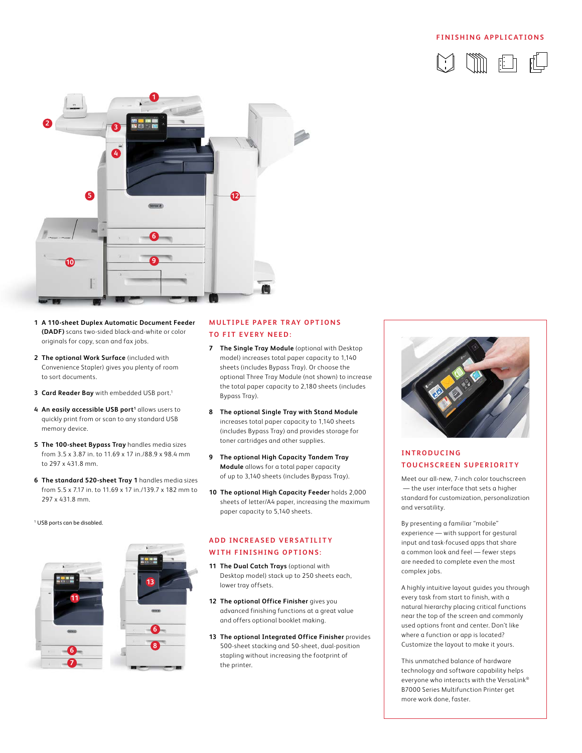## FINISHING APPLICATIONS

1. **A 110-sheet Duplex Automatic Document Feeder (DADF)** scans two-sided black-and-white or color originals for copy, scan and fax jobs.
2. **The optional Work Surface** (included with Convenience Stapler) gives you plenty of room to sort documents.
3. **Card Reader Bay** with embedded USB port.[1]
4. **An easily accessible USB port**[1] allows users to quickly print from or scan to any standard USB memory device.
5. **The 100-sheet Bypass Tray** handles media sizes from 3.5 x 3.87 in. to 11.69 x 17 in./88.9 x 98.4 mm to 297 x 431.8 mm.
6. **The standard 520-sheet Tray 1** handles media sizes from 5.5 x 7.17 in. to 11.69 x 17 in./139.7 x 182 mm to 297 x 431.8 mm.

[1] USB ports can be disabled.

## MULTIPLE PAPER TRAY OPTIONS TO FIT EVERY NEED:

7. **The Single Tray Module** (optional with Desktop model) increases total paper capacity to 1,140 sheets (includes Bypass Tray). Or choose the optional Three Tray Module (not shown) to increase the total paper capacity to 2,180 sheets (includes Bypass Tray).
8. **The optional Single Tray with Stand Module** increases total paper capacity to 1,140 sheets (includes Bypass Tray) and provides storage for toner cartridges and other supplies.
9. **The optional High Capacity Tandem Tray Module** allows for a total paper capacity of up to 3,140 sheets (includes Bypass Tray).
10. **The optional High Capacity Feeder** holds 2,000 sheets of letter/A4 paper, increasing the maximum paper capacity to 5,140 sheets.

## ADD INCREASED VERSATILITY WITH FINISHING OPTIONS:

11. **The Dual Catch Trays** (optional with Desktop model) stack up to 250 sheets each, lower tray offsets.
12. **The optional Office Finisher** gives you advanced finishing functions at a great value and offers optional booklet making.
13. **The optional Integrated Office Finisher** provides 500-sheet stacking and 50-sheet, dual-position stapling without increasing the footprint of the printer.

## INTRODUCING TOUCHSCREEN SUPERIORITY

Meet our all-new, 7-inch color touchscreen — the user interface that sets a higher standard for customization, personalization and versatility.

By presenting a familiar "mobile" experience — with support for gestural input and task-focused apps that share a common look and feel — fewer steps are needed to complete even the most complex jobs.

A highly intuitive layout guides you through every task from start to finish, with a natural hierarchy placing critical functions near the top of the screen and commonly used options front and center. Don't like where a function or app is located? Customize the layout to make it yours.

This unmatched balance of hardware technology and software capability helps everyone who interacts with the VersaLink® B7000 Series Multifunction Printer get more work done, faster.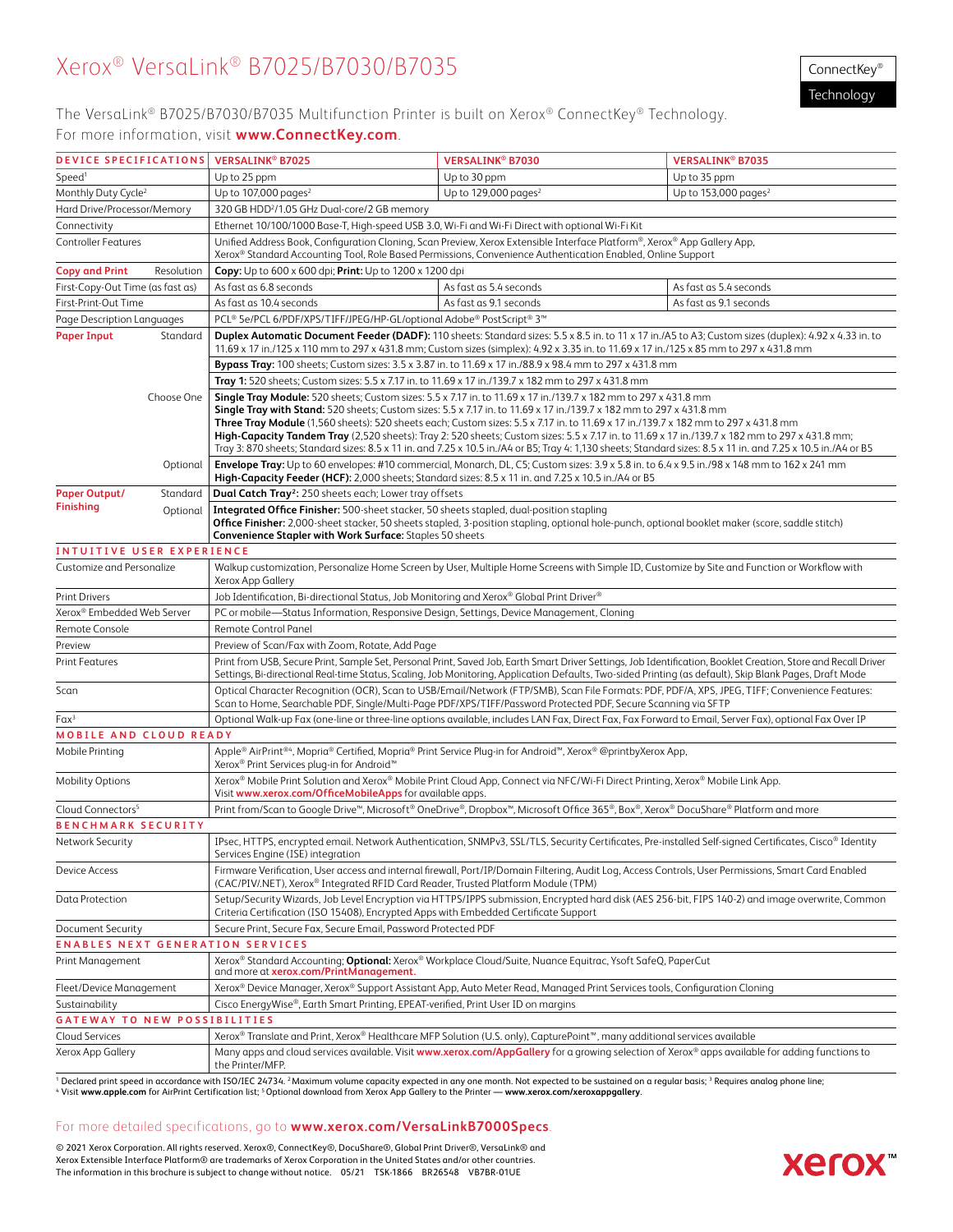# Xerox® VersaLink® B7025/B7030/B7035

ConnectKey® Technology

The VersaLink® B7025/B7030/B7035 Multifunction Printer is built on Xerox® ConnectKey® Technology.
For more information, visit **www.ConnectKey.com**.

| DEVICE SPECIFICATIONS | | VERSALINK® B7025 | VERSALINK® B7030 | VERSALINK® B7035 |
|---|---|---|---|---|
| Speed[1] | | Up to 25 ppm | Up to 30 ppm | Up to 35 ppm |
| Monthly Duty Cycle[2] | | Up to 107,000 pages[2] | Up to 129,000 pages[2] | Up to 153,000 pages[2] |
| Hard Drive/Processor/Memory | | 320 GB HDD[2]/1.05 GHz Dual-core/2 GB memory | | |
| Connectivity | | Ethernet 10/100/1000 Base-T, High-speed USB 3.0, Wi-Fi and Wi-Fi Direct with optional Wi-Fi Kit | | |
| Controller Features | | Unified Address Book, Configuration Cloning, Scan Preview, Xerox Extensible Interface Platform®, Xerox® App Gallery App, Xerox® Standard Accounting Tool, Role Based Permissions, Convenience Authentication Enabled, Online Support | | |
| **Copy and Print** | Resolution | **Copy:** Up to 600 x 600 dpi; **Print:** Up to 1200 x 1200 dpi | | |
| First-Copy-Out Time (as fast as) | | As fast as 6.8 seconds | As fast as 5.4 seconds | As fast as 5.4 seconds |
| First-Print-Out Time | | As fast as 10.4 seconds | As fast as 9.1 seconds | As fast as 9.1 seconds |
| Page Description Languages | | PCL® 5e/PCL 6/PDF/XPS/TIFF/JPEG/HP-GL/optional Adobe® PostScript® 3™ | | |
| **Paper Input** | Standard | **Duplex Automatic Document Feeder (DADF):** 110 sheets: Standard sizes: 5.5 x 8.5 in. to 11 x 17 in./A5 to A3; Custom sizes (duplex): 4.92 x 4.33 in. to 11.69 x 17 in./125 x 110 mm to 297 x 431.8 mm; Custom sizes (simplex): 4.92 x 3.35 in. to 11.69 x 17 in./125 x 85 mm to 297 x 431.8 mm | | |
| | | **Bypass Tray:** 100 sheets; Custom sizes: 3.5 x 3.87 in. to 11.69 x 17 in./88.9 x 98.4 mm to 297 x 431.8 mm | | |
| | | **Tray 1:** 520 sheets; Custom sizes: 5.5 x 7.17 in. to 11.69 x 17 in./139.7 x 182 mm to 297 x 431.8 mm | | |
| | Choose One | **Single Tray Module:** 520 sheets; Custom sizes: 5.5 x 7.17 in. to 11.69 x 17 in./139.7 x 182 mm to 297 x 431.8 mm<br>**Single Tray with Stand:** 520 sheets; Custom sizes: 5.5 x 7.17 in. to 11.69 x 17 in./139.7 x 182 mm to 297 x 431.8 mm<br>**Three Tray Module** (1,560 sheets): 520 sheets each; Custom sizes: 5.5 x 7.17 in. to 11.69 x 17 in./139.7 x 182 mm to 297 x 431.8 mm<br>**High-Capacity Tandem Tray** (2,520 sheets): Tray 2: 520 sheets; Custom sizes: 5.5 x 7.17 in. to 11.69 x 17 in./139.7 x 182 mm to 297 x 431.8 mm; Tray 3: 870 sheets; Standard sizes: 8.5 x 11 in. and 7.25 x 10.5 in./A4 or B5; Tray 4: 1,130 sheets; Standard sizes: 8.5 x 11 in. and 7.25 x 10.5 in./A4 or B5 | | |
| | Optional | **Envelope Tray:** Up to 60 envelopes: #10 commercial, Monarch, DL, C5; Custom sizes: 3.9 x 5.8 in. to 6.4 x 9.5 in./98 x 148 mm to 162 x 241 mm<br>**High-Capacity Feeder (HCF):** 2,000 sheets; Standard sizes: 8.5 x 11 in. and 7.25 x 10.5 in./A4 or B5 | | |
| **Paper Output/ Finishing** | Standard | **Dual Catch Tray[2]:** 250 sheets each; Lower tray offsets | | |
| | Optional | **Integrated Office Finisher:** 500-sheet stacker, 50 sheets stapled, dual-position stapling<br>**Office Finisher:** 2,000-sheet stacker, 50 sheets stapled, 3-position stapling, optional hole-punch, optional booklet maker (score, saddle stitch)<br>**Convenience Stapler with Work Surface:** Staples 50 sheets | | |
| **INTUITIVE USER EXPERIENCE** | | | | |
| Customize and Personalize | | Walkup customization, Personalize Home Screen by User, Multiple Home Screens with Simple ID, Customize by Site and Function or Workflow with Xerox App Gallery | | |
| Print Drivers | | Job Identification, Bi-directional Status, Job Monitoring and Xerox® Global Print Driver® | | |
| Xerox® Embedded Web Server | | PC or mobile—Status Information, Responsive Design, Settings, Device Management, Cloning | | |
| Remote Console | | Remote Control Panel | | |
| Preview | | Preview of Scan/Fax with Zoom, Rotate, Add Page | | |
| Print Features | | Print from USB, Secure Print, Sample Set, Personal Print, Saved Job, Earth Smart Driver Settings, Job Identification, Booklet Creation, Store and Recall Driver Settings, Bi-directional Real-time Status, Scaling, Job Monitoring, Application Defaults, Two-sided Printing (as default), Skip Blank Pages, Draft Mode | | |
| Scan | | Optical Character Recognition (OCR), Scan to USB/Email/Network (FTP/SMB), Scan File Formats: PDF, PDF/A, XPS, JPEG, TIFF; Convenience Features: Scan to Home, Searchable PDF, Single/Multi-Page PDF/XPS/TIFF/Password Protected PDF, Secure Scanning via SFTP | | |
| Fax[3] | | Optional Walk-up Fax (one-line or three-line options available, includes LAN Fax, Direct Fax, Fax Forward to Email, Server Fax), optional Fax Over IP | | |
| **MOBILE AND CLOUD READY** | | | | |
| Mobile Printing | | Apple® AirPrint®[4], Mopria® Certified, Mopria® Print Service Plug-in for Android™, Xerox® @printbyXerox App, Xerox® Print Services plug-in for Android™ | | |
| Mobility Options | | Xerox® Mobile Print Solution and Xerox® Mobile Print Cloud App, Connect via NFC/Wi-Fi Direct Printing, Xerox® Mobile Link App. Visit **www.xerox.com/OfficeMobileApps** for available apps. | | |
| Cloud Connectors[5] | | Print from/Scan to Google Drive™, Microsoft® OneDrive®, Dropbox™, Microsoft Office 365®, Box®, Xerox® DocuShare® Platform and more | | |
| **BENCHMARK SECURITY** | | | | |
| Network Security | | IPsec, HTTPS, encrypted email. Network Authentication, SNMPv3, SSL/TLS, Security Certificates, Pre-installed Self-signed Certificates, Cisco® Identity Services Engine (ISE) integration | | |
| Device Access | | Firmware Verification, User access and internal firewall, Port/IP/Domain Filtering, Audit Log, Access Controls, User Permissions, Smart Card Enabled (CAC/PIV/.NET), Xerox® Integrated RFID Card Reader, Trusted Platform Module (TPM) | | |
| Data Protection | | Setup/Security Wizards, Job Level Encryption via HTTPS/IPPS submission, Encrypted hard disk (AES 256-bit, FIPS 140-2) and image overwrite, Common Criteria Certification (ISO 15408), Encrypted Apps with Embedded Certificate Support | | |
| Document Security | | Secure Print, Secure Fax, Secure Email, Password Protected PDF | | |
| **ENABLES NEXT GENERATION SERVICES** | | | | |
| Print Management | | Xerox® Standard Accounting; **Optional:** Xerox® Workplace Cloud/Suite, Nuance Equitrac, Ysoft SafeQ, PaperCut and more at **xerox.com/PrintManagement.** | | |
| Fleet/Device Management | | Xerox® Device Manager, Xerox® Support Assistant App, Auto Meter Read, Managed Print Services tools, Configuration Cloning | | |
| Sustainability | | Cisco EnergyWise®, Earth Smart Printing, EPEAT-verified, Print User ID on margins | | |
| **GATEWAY TO NEW POSSIBILITIES** | | | | |
| Cloud Services | | Xerox® Translate and Print, Xerox® Healthcare MFP Solution (U.S. only), CapturePoint™, many additional services available | | |
| Xerox App Gallery | | Many apps and cloud services available. Visit **www.xerox.com/AppGallery** for a growing selection of Xerox® apps available for adding functions to the Printer/MFP. | | |

[1] Declared print speed in accordance with ISO/IEC 24734. [2] Maximum volume capacity expected in any one month. Not expected to be sustained on a regular basis; [3] Requires analog phone line; [4] Visit **www.apple.com** for AirPrint Certification list; [5] Optional download from Xerox App Gallery to the Printer — **www.xerox.com/xeroxappgallery**.

For more detailed specifications, go to **www.xerox.com/VersaLinkB7000Specs**.

© 2021 Xerox Corporation. All rights reserved. Xerox®, ConnectKey®, DocuShare®, Global Print Driver®, VersaLink® and Xerox Extensible Interface Platform® are trademarks of Xerox Corporation in the United States and/or other countries. The information in this brochure is subject to change without notice. 05/21 TSK-1866 BR26548 VB7BR-01UE

xerox™